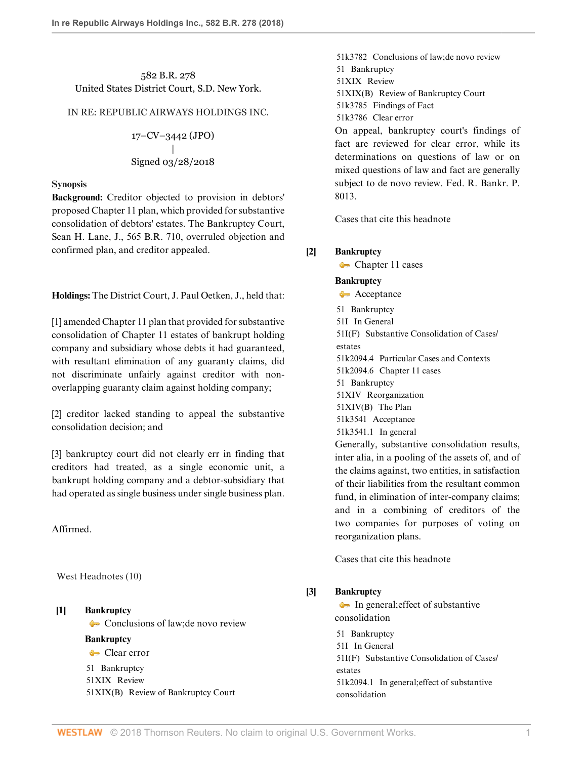582 B.R. 278
United States District Court, S.D. New York.

IN RE: REPUBLIC AIRWAYS HOLDINGS INC.

17–CV–3442 (JPO)
|
Signed 03/28/2018

**Synopsis**

**Background:** Creditor objected to provision in debtors' proposed Chapter 11 plan, which provided for substantive consolidation of debtors' estates. The Bankruptcy Court, Sean H. Lane, J., 565 B.R. 710, overruled objection and confirmed plan, and creditor appealed.

**Holdings:** The District Court, J. Paul Oetken, J., held that:

[1] amended Chapter 11 plan that provided for substantive consolidation of Chapter 11 estates of bankrupt holding company and subsidiary whose debts it had guaranteed, with resultant elimination of any guaranty claims, did not discriminate unfairly against creditor with non-overlapping guaranty claim against holding company;

[2] creditor lacked standing to appeal the substantive consolidation decision; and

[3] bankruptcy court did not clearly err in finding that creditors had treated, as a single economic unit, a bankrupt holding company and a debtor-subsidiary that had operated as single business under single business plan.

Affirmed.

West Headnotes (10)

**[1]** **Bankruptcy**
Conclusions of law;de novo review
**Bankruptcy**
Clear error

51 Bankruptcy
51XIX Review
51XIX(B) Review of Bankruptcy Court
51k3782 Conclusions of law;de novo review
51 Bankruptcy
51XIX Review
51XIX(B) Review of Bankruptcy Court
51k3785 Findings of Fact
51k3786 Clear error

On appeal, bankruptcy court's findings of fact are reviewed for clear error, while its determinations on questions of law or on mixed questions of law and fact are generally subject to de novo review. Fed. R. Bankr. P. 8013.

Cases that cite this headnote

**[2]** **Bankruptcy**
Chapter 11 cases
**Bankruptcy**
Acceptance

51 Bankruptcy
51I In General
51I(F) Substantive Consolidation of Cases/ estates
51k2094.4 Particular Cases and Contexts
51k2094.6 Chapter 11 cases
51 Bankruptcy
51XIV Reorganization
51XIV(B) The Plan
51k3541 Acceptance
51k3541.1 In general

Generally, substantive consolidation results, inter alia, in a pooling of the assets of, and of the claims against, two entities, in satisfaction of their liabilities from the resultant common fund, in elimination of inter-company claims; and in a combining of creditors of the two companies for purposes of voting on reorganization plans.

Cases that cite this headnote

**[3]** **Bankruptcy**
In general;effect of substantive consolidation

51 Bankruptcy
51I In General
51I(F) Substantive Consolidation of Cases/ estates
51k2094.1 In general;effect of substantive consolidation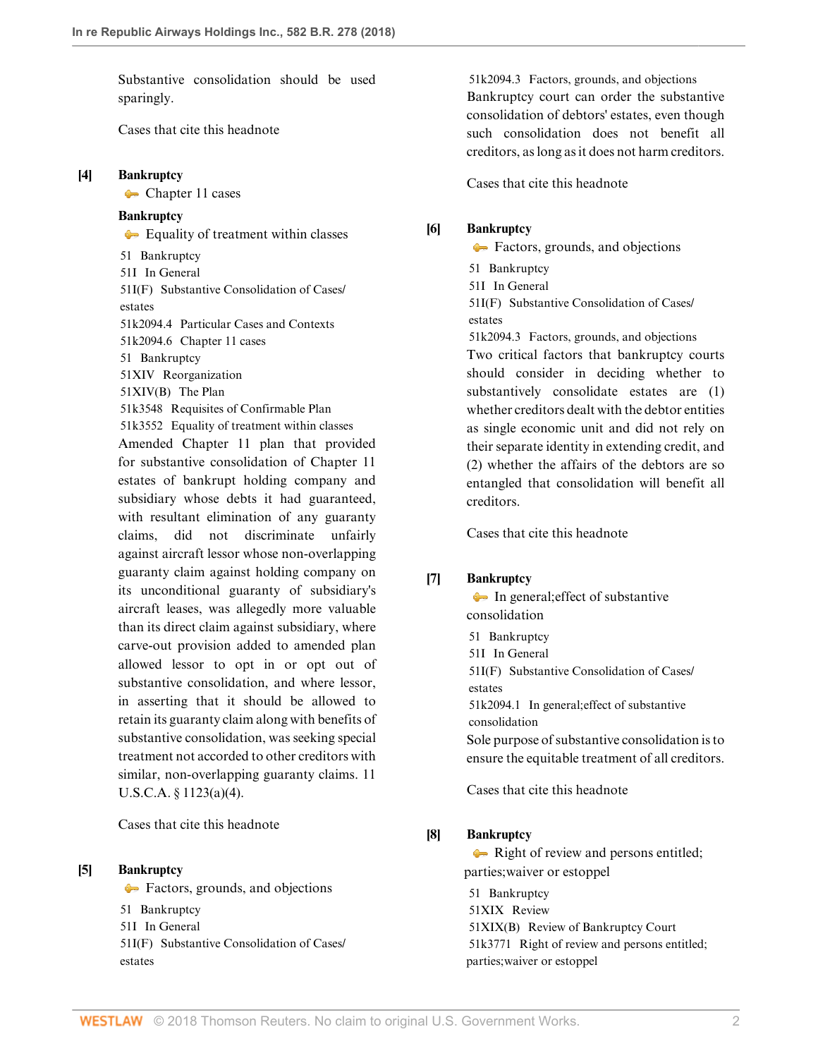Substantive consolidation should be used sparingly.

Cases that cite this headnote

**[4]** **Bankruptcy**

Chapter 11 cases

**Bankruptcy**

Equality of treatment within classes

51 Bankruptcy
51I In General
51I(F) Substantive Consolidation of Cases/estates
51k2094.4 Particular Cases and Contexts
51k2094.6 Chapter 11 cases
51 Bankruptcy
51XIV Reorganization
51XIV(B) The Plan
51k3548 Requisites of Confirmable Plan
51k3552 Equality of treatment within classes

Amended Chapter 11 plan that provided for substantive consolidation of Chapter 11 estates of bankrupt holding company and subsidiary whose debts it had guaranteed, with resultant elimination of any guaranty claims, did not discriminate unfairly against aircraft lessor whose non-overlapping guaranty claim against holding company on its unconditional guaranty of subsidiary's aircraft leases, was allegedly more valuable than its direct claim against subsidiary, where carve-out provision added to amended plan allowed lessor to opt in or opt out of substantive consolidation, and where lessor, in asserting that it should be allowed to retain its guaranty claim along with benefits of substantive consolidation, was seeking special treatment not accorded to other creditors with similar, non-overlapping guaranty claims. 11 U.S.C.A. § 1123(a)(4).

Cases that cite this headnote

**[5]** **Bankruptcy**

Factors, grounds, and objections

51 Bankruptcy
51I In General
51I(F) Substantive Consolidation of Cases/estates
51k2094.3 Factors, grounds, and objections

Bankruptcy court can order the substantive consolidation of debtors' estates, even though such consolidation does not benefit all creditors, as long as it does not harm creditors.

Cases that cite this headnote

**[6]** **Bankruptcy**

Factors, grounds, and objections

51 Bankruptcy
51I In General
51I(F) Substantive Consolidation of Cases/estates
51k2094.3 Factors, grounds, and objections

Two critical factors that bankruptcy courts should consider in deciding whether to substantively consolidate estates are (1) whether creditors dealt with the debtor entities as single economic unit and did not rely on their separate identity in extending credit, and (2) whether the affairs of the debtors are so entangled that consolidation will benefit all creditors.

Cases that cite this headnote

**[7]** **Bankruptcy**

In general;effect of substantive consolidation

51 Bankruptcy
51I In General
51I(F) Substantive Consolidation of Cases/estates
51k2094.1 In general;effect of substantive consolidation

Sole purpose of substantive consolidation is to ensure the equitable treatment of all creditors.

Cases that cite this headnote

**[8]** **Bankruptcy**

Right of review and persons entitled; parties;waiver or estoppel

51 Bankruptcy
51XIX Review
51XIX(B) Review of Bankruptcy Court
51k3771 Right of review and persons entitled; parties;waiver or estoppel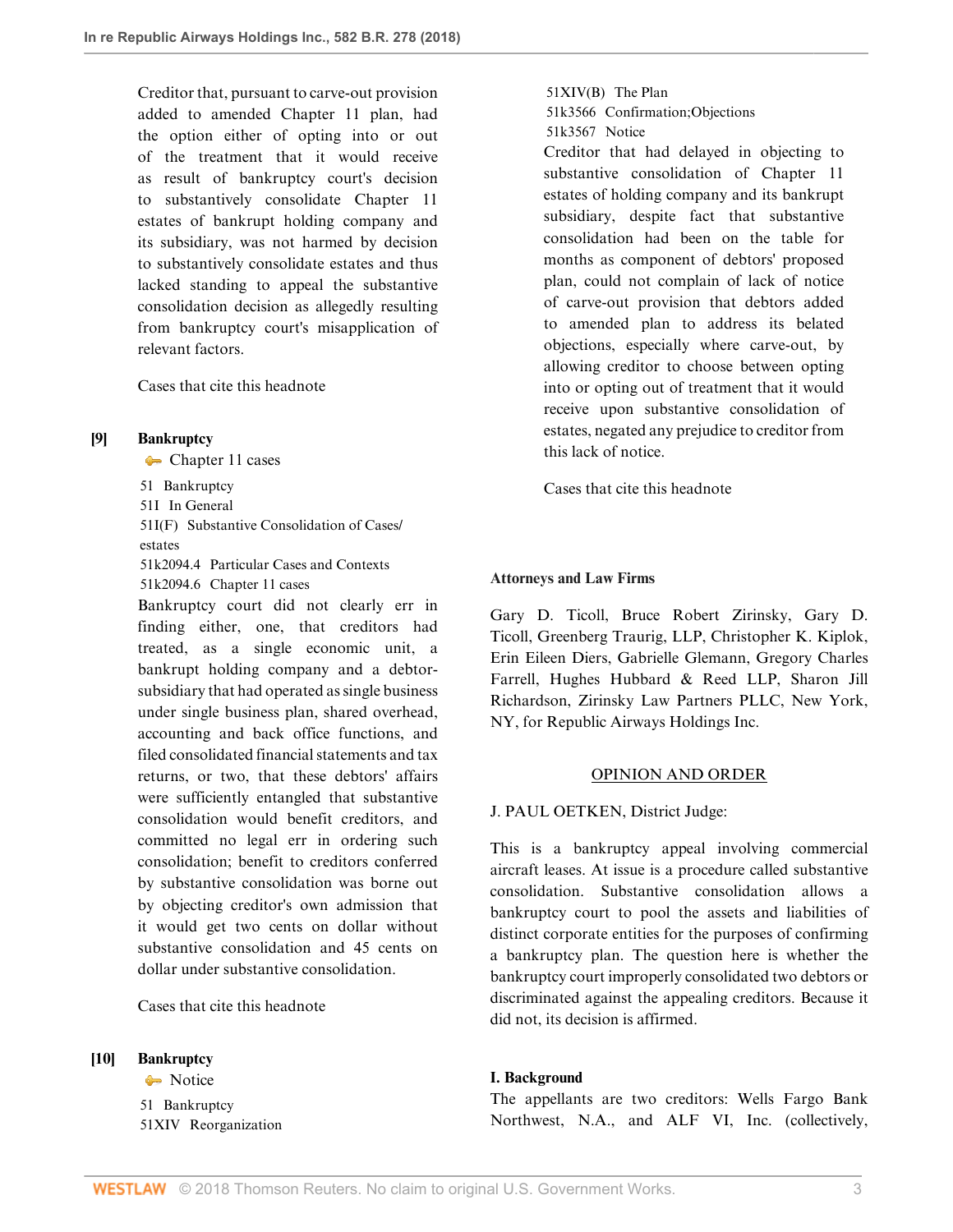Creditor that, pursuant to carve-out provision added to amended Chapter 11 plan, had the option either of opting into or out of the treatment that it would receive as result of bankruptcy court's decision to substantively consolidate Chapter 11 estates of bankrupt holding company and its subsidiary, was not harmed by decision to substantively consolidate estates and thus lacked standing to appeal the substantive consolidation decision as allegedly resulting from bankruptcy court's misapplication of relevant factors.

Cases that cite this headnote

**[9] Bankruptcy**
Chapter 11 cases

51 Bankruptcy
51I In General
51I(F) Substantive Consolidation of Cases/estates
51k2094.4 Particular Cases and Contexts
51k2094.6 Chapter 11 cases

Bankruptcy court did not clearly err in finding either, one, that creditors had treated, as a single economic unit, a bankrupt holding company and a debtor-subsidiary that had operated as single business under single business plan, shared overhead, accounting and back office functions, and filed consolidated financial statements and tax returns, or two, that these debtors' affairs were sufficiently entangled that substantive consolidation would benefit creditors, and committed no legal err in ordering such consolidation; benefit to creditors conferred by substantive consolidation was borne out by objecting creditor's own admission that it would get two cents on dollar without substantive consolidation and 45 cents on dollar under substantive consolidation.

Cases that cite this headnote

**[10] Bankruptcy**
Notice

51 Bankruptcy
51XIV Reorganization
51XIV(B) The Plan
51k3566 Confirmation;Objections
51k3567 Notice

Creditor that had delayed in objecting to substantive consolidation of Chapter 11 estates of holding company and its bankrupt subsidiary, despite fact that substantive consolidation had been on the table for months as component of debtors' proposed plan, could not complain of lack of notice of carve-out provision that debtors added to amended plan to address its belated objections, especially where carve-out, by allowing creditor to choose between opting into or opting out of treatment that it would receive upon substantive consolidation of estates, negated any prejudice to creditor from this lack of notice.

Cases that cite this headnote

**Attorneys and Law Firms**

Gary D. Ticoll, Bruce Robert Zirinsky, Gary D. Ticoll, Greenberg Traurig, LLP, Christopher K. Kiplok, Erin Eileen Diers, Gabrielle Glemann, Gregory Charles Farrell, Hughes Hubbard & Reed LLP, Sharon Jill Richardson, Zirinsky Law Partners PLLC, New York, NY, for Republic Airways Holdings Inc.

## OPINION AND ORDER

J. PAUL OETKEN, District Judge:

This is a bankruptcy appeal involving commercial aircraft leases. At issue is a procedure called substantive consolidation. Substantive consolidation allows a bankruptcy court to pool the assets and liabilities of distinct corporate entities for the purposes of confirming a bankruptcy plan. The question here is whether the bankruptcy court improperly consolidated two debtors or discriminated against the appealing creditors. Because it did not, its decision is affirmed.

### I. Background

The appellants are two creditors: Wells Fargo Bank Northwest, N.A., and ALF VI, Inc. (collectively,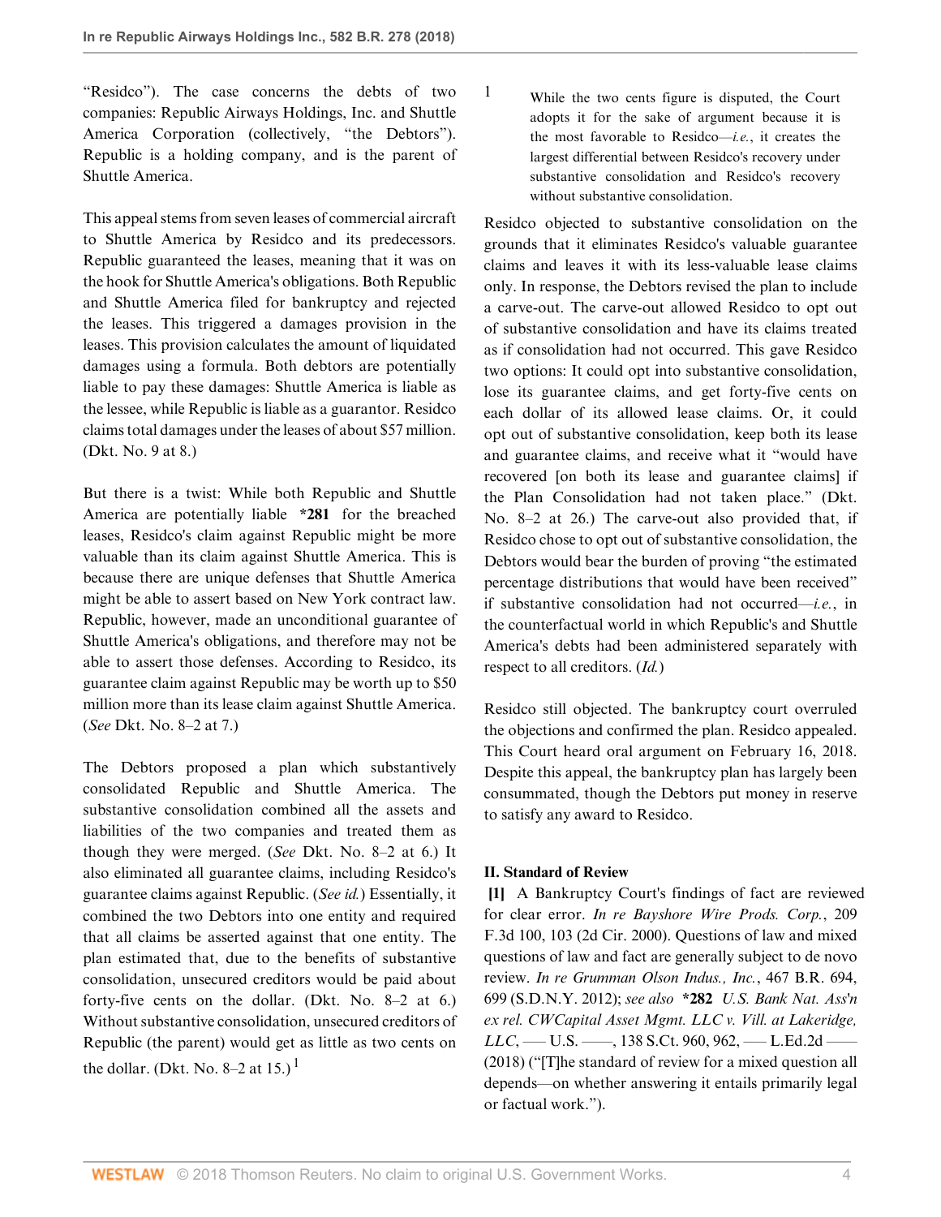"Residco"). The case concerns the debts of two companies: Republic Airways Holdings, Inc. and Shuttle America Corporation (collectively, "the Debtors"). Republic is a holding company, and is the parent of Shuttle America.

This appeal stems from seven leases of commercial aircraft to Shuttle America by Residco and its predecessors. Republic guaranteed the leases, meaning that it was on the hook for Shuttle America's obligations. Both Republic and Shuttle America filed for bankruptcy and rejected the leases. This triggered a damages provision in the leases. This provision calculates the amount of liquidated damages using a formula. Both debtors are potentially liable to pay these damages: Shuttle America is liable as the lessee, while Republic is liable as a guarantor. Residco claims total damages under the leases of about $57 million. (Dkt. No. 9 at 8.)

But there is a twist: While both Republic and Shuttle America are potentially liable **\*281** for the breached leases, Residco's claim against Republic might be more valuable than its claim against Shuttle America. This is because there are unique defenses that Shuttle America might be able to assert based on New York contract law. Republic, however, made an unconditional guarantee of Shuttle America's obligations, and therefore may not be able to assert those defenses. According to Residco, its guarantee claim against Republic may be worth up to $50 million more than its lease claim against Shuttle America. (*See* Dkt. No. 8–2 at 7.)

The Debtors proposed a plan which substantively consolidated Republic and Shuttle America. The substantive consolidation combined all the assets and liabilities of the two companies and treated them as though they were merged. (*See* Dkt. No. 8–2 at 6.) It also eliminated all guarantee claims, including Residco's guarantee claims against Republic. (*See id.*) Essentially, it combined the two Debtors into one entity and required that all claims be asserted against that one entity. The plan estimated that, due to the benefits of substantive consolidation, unsecured creditors would be paid about forty-five cents on the dollar. (Dkt. No. 8–2 at 6.) Without substantive consolidation, unsecured creditors of Republic (the parent) would get as little as two cents on the dollar. (Dkt. No. 8–2 at 15.)[1]

1 While the two cents figure is disputed, the Court adopts it for the sake of argument because it is the most favorable to Residco—*i.e.*, it creates the largest differential between Residco's recovery under substantive consolidation and Residco's recovery without substantive consolidation.

Residco objected to substantive consolidation on the grounds that it eliminates Residco's valuable guarantee claims and leaves it with its less-valuable lease claims only. In response, the Debtors revised the plan to include a carve-out. The carve-out allowed Residco to opt out of substantive consolidation and have its claims treated as if consolidation had not occurred. This gave Residco two options: It could opt into substantive consolidation, lose its guarantee claims, and get forty-five cents on each dollar of its allowed lease claims. Or, it could opt out of substantive consolidation, keep both its lease and guarantee claims, and receive what it "would have recovered [on both its lease and guarantee claims] if the Plan Consolidation had not taken place." (Dkt. No. 8–2 at 26.) The carve-out also provided that, if Residco chose to opt out of substantive consolidation, the Debtors would bear the burden of proving "the estimated percentage distributions that would have been received" if substantive consolidation had not occurred—*i.e.*, in the counterfactual world in which Republic's and Shuttle America's debts had been administered separately with respect to all creditors. (*Id.*)

Residco still objected. The bankruptcy court overruled the objections and confirmed the plan. Residco appealed. This Court heard oral argument on February 16, 2018. Despite this appeal, the bankruptcy plan has largely been consummated, though the Debtors put money in reserve to satisfy any award to Residco.

## II. Standard of Review

**[1]** A Bankruptcy Court's findings of fact are reviewed for clear error. *In re Bayshore Wire Prods. Corp.*, 209 F.3d 100, 103 (2d Cir. 2000). Questions of law and mixed questions of law and fact are generally subject to de novo review. *In re Grumman Olson Indus., Inc.*, 467 B.R. 694, 699 (S.D.N.Y. 2012); *see also* **\*282** *U.S. Bank Nat. Ass'n ex rel. CWCapital Asset Mgmt. LLC v. Vill. at Lakeridge, LLC*, ––– U.S. ––––, 138 S.Ct. 960, 962, ––– L.Ed.2d –––– (2018) ("[T]he standard of review for a mixed question all depends—on whether answering it entails primarily legal or factual work.").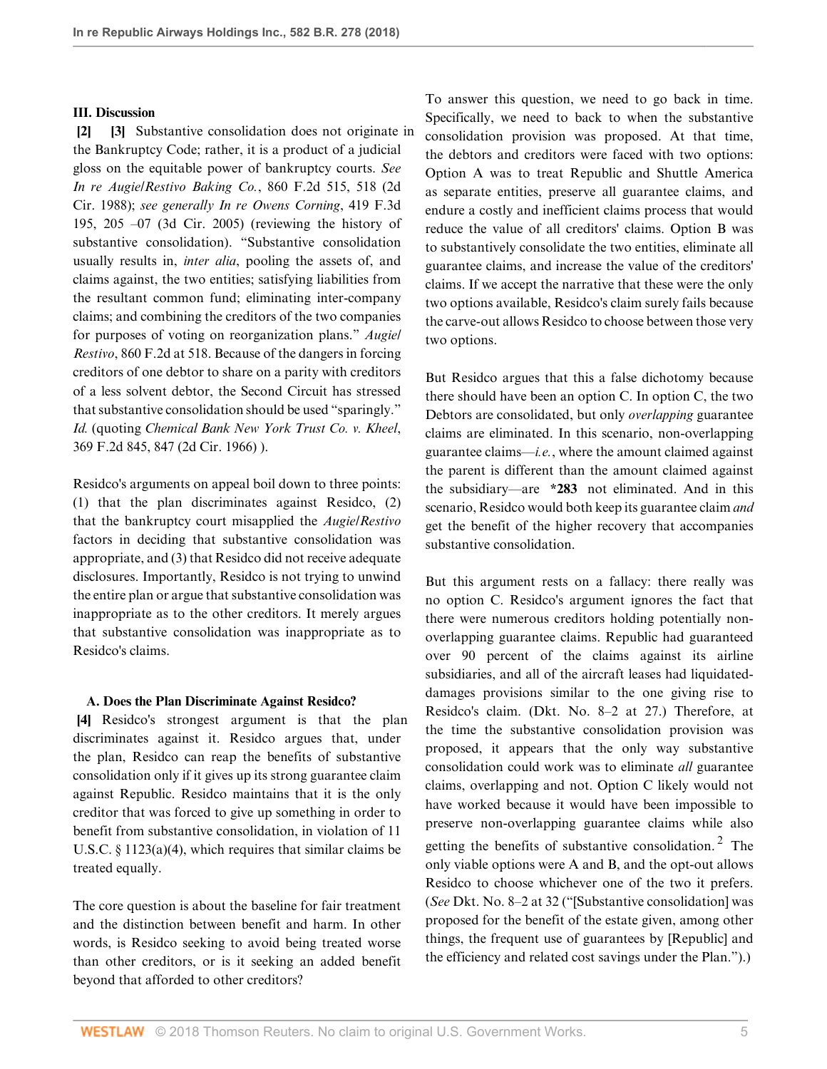## III. Discussion

**[2] [3]** Substantive consolidation does not originate in the Bankruptcy Code; rather, it is a product of a judicial gloss on the equitable power of bankruptcy courts. *See In re Augie/Restivo Baking Co.*, 860 F.2d 515, 518 (2d Cir. 1988); *see generally In re Owens Corning*, 419 F.3d 195, 205 –07 (3d Cir. 2005) (reviewing the history of substantive consolidation). "Substantive consolidation usually results in, *inter alia*, pooling the assets of, and claims against, the two entities; satisfying liabilities from the resultant common fund; eliminating inter-company claims; and combining the creditors of the two companies for purposes of voting on reorganization plans." *Augie/Restivo*, 860 F.2d at 518. Because of the dangers in forcing creditors of one debtor to share on a parity with creditors of a less solvent debtor, the Second Circuit has stressed that substantive consolidation should be used "sparingly." *Id.* (quoting *Chemical Bank New York Trust Co. v. Kheel*, 369 F.2d 845, 847 (2d Cir. 1966) ).

Residco's arguments on appeal boil down to three points: (1) that the plan discriminates against Residco, (2) that the bankruptcy court misapplied the *Augie/Restivo* factors in deciding that substantive consolidation was appropriate, and (3) that Residco did not receive adequate disclosures. Importantly, Residco is not trying to unwind the entire plan or argue that substantive consolidation was inappropriate as to the other creditors. It merely argues that substantive consolidation was inappropriate as to Residco's claims.

### A. Does the Plan Discriminate Against Residco?

**[4]** Residco's strongest argument is that the plan discriminates against it. Residco argues that, under the plan, Residco can reap the benefits of substantive consolidation only if it gives up its strong guarantee claim against Republic. Residco maintains that it is the only creditor that was forced to give up something in order to benefit from substantive consolidation, in violation of 11 U.S.C. § 1123(a)(4), which requires that similar claims be treated equally.

The core question is about the baseline for fair treatment and the distinction between benefit and harm. In other words, is Residco seeking to avoid being treated worse than other creditors, or is it seeking an added benefit beyond that afforded to other creditors?

To answer this question, we need to go back in time. Specifically, we need to back to when the substantive consolidation provision was proposed. At that time, the debtors and creditors were faced with two options: Option A was to treat Republic and Shuttle America as separate entities, preserve all guarantee claims, and endure a costly and inefficient claims process that would reduce the value of all creditors' claims. Option B was to substantively consolidate the two entities, eliminate all guarantee claims, and increase the value of the creditors' claims. If we accept the narrative that these were the only two options available, Residco's claim surely fails because the carve-out allows Residco to choose between those very two options.

But Residco argues that this a false dichotomy because there should have been an option C. In option C, the two Debtors are consolidated, but only *overlapping* guarantee claims are eliminated. In this scenario, non-overlapping guarantee claims—*i.e.*, where the amount claimed against the parent is different than the amount claimed against the subsidiary—are **\*283** not eliminated. And in this scenario, Residco would both keep its guarantee claim *and* get the benefit of the higher recovery that accompanies substantive consolidation.

But this argument rests on a fallacy: there really was no option C. Residco's argument ignores the fact that there were numerous creditors holding potentially non-overlapping guarantee claims. Republic had guaranteed over 90 percent of the claims against its airline subsidiaries, and all of the aircraft leases had liquidated-damages provisions similar to the one giving rise to Residco's claim. (Dkt. No. 8–2 at 27.) Therefore, at the time the substantive consolidation provision was proposed, it appears that the only way substantive consolidation could work was to eliminate *all* guarantee claims, overlapping and not. Option C likely would not have worked because it would have been impossible to preserve non-overlapping guarantee claims while also getting the benefits of substantive consolidation.[2] The only viable options were A and B, and the opt-out allows Residco to choose whichever one of the two it prefers. (*See* Dkt. No. 8–2 at 32 ("[Substantive consolidation] was proposed for the benefit of the estate given, among other things, the frequent use of guarantees by [Republic] and the efficiency and related cost savings under the Plan.").)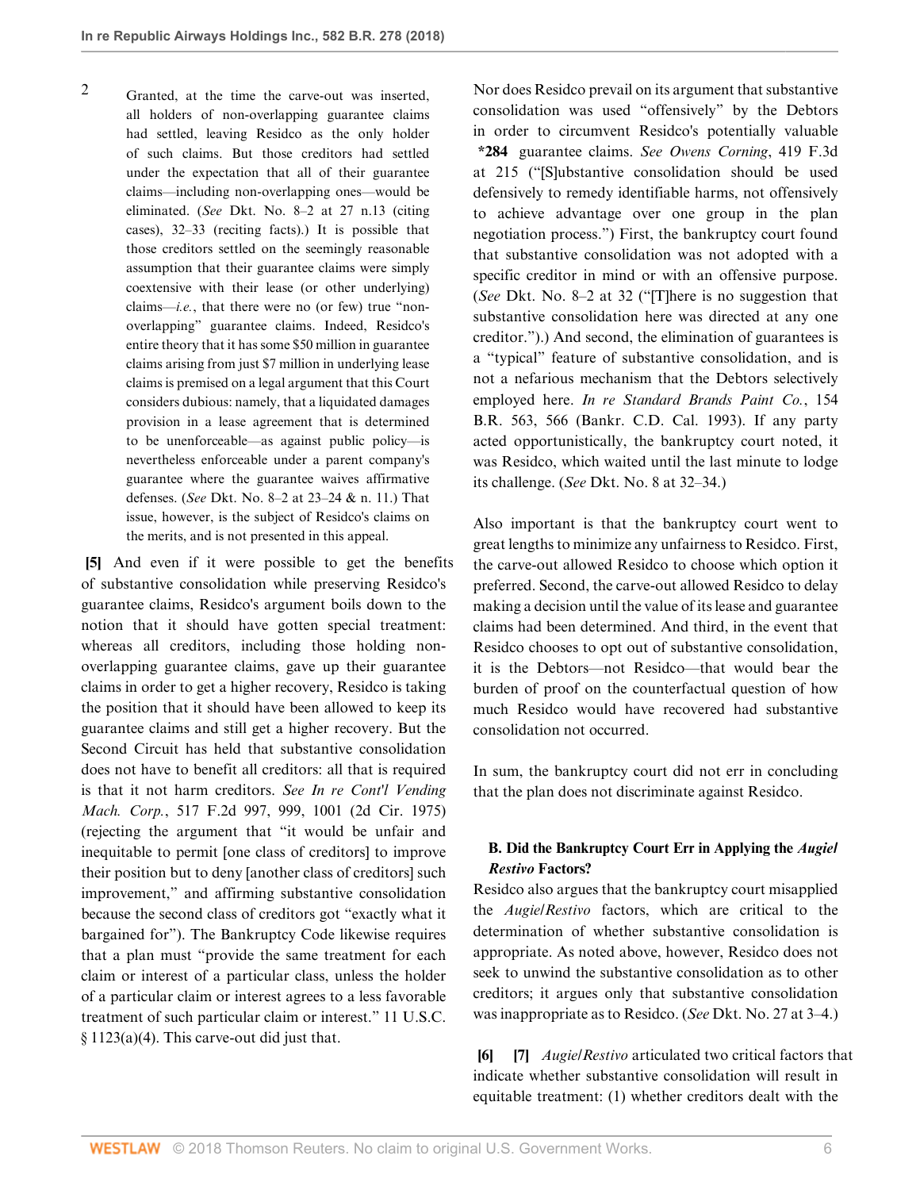2 Granted, at the time the carve-out was inserted, all holders of non-overlapping guarantee claims had settled, leaving Residco as the only holder of such claims. But those creditors had settled under the expectation that all of their guarantee claims—including non-overlapping ones—would be eliminated. (*See* Dkt. No. 8–2 at 27 n.13 (citing cases), 32–33 (reciting facts).) It is possible that those creditors settled on the seemingly reasonable assumption that their guarantee claims were simply coextensive with their lease (or other underlying) claims—*i.e.*, that there were no (or few) true "non-overlapping" guarantee claims. Indeed, Residco's entire theory that it has some $50 million in guarantee claims arising from just $7 million in underlying lease claims is premised on a legal argument that this Court considers dubious: namely, that a liquidated damages provision in a lease agreement that is determined to be unenforceable—as against public policy—is nevertheless enforceable under a parent company's guarantee where the guarantee waives affirmative defenses. (*See* Dkt. No. 8–2 at 23–24 & n. 11.) That issue, however, is the subject of Residco's claims on the merits, and is not presented in this appeal.

**[5]** And even if it were possible to get the benefits of substantive consolidation while preserving Residco's guarantee claims, Residco's argument boils down to the notion that it should have gotten special treatment: whereas all creditors, including those holding non-overlapping guarantee claims, gave up their guarantee claims in order to get a higher recovery, Residco is taking the position that it should have been allowed to keep its guarantee claims and still get a higher recovery. But the Second Circuit has held that substantive consolidation does not have to benefit all creditors: all that is required is that it not harm creditors. *See In re Cont'l Vending Mach. Corp.*, 517 F.2d 997, 999, 1001 (2d Cir. 1975) (rejecting the argument that "it would be unfair and inequitable to permit [one class of creditors] to improve their position but to deny [another class of creditors] such improvement," and affirming substantive consolidation because the second class of creditors got "exactly what it bargained for"). The Bankruptcy Code likewise requires that a plan must "provide the same treatment for each claim or interest of a particular class, unless the holder of a particular claim or interest agrees to a less favorable treatment of such particular claim or interest." 11 U.S.C. § 1123(a)(4). This carve-out did just that.

Nor does Residco prevail on its argument that substantive consolidation was used "offensively" by the Debtors in order to circumvent Residco's potentially valuable **\*284** guarantee claims. *See Owens Corning*, 419 F.3d at 215 ("[S]ubstantive consolidation should be used defensively to remedy identifiable harms, not offensively to achieve advantage over one group in the plan negotiation process.") First, the bankruptcy court found that substantive consolidation was not adopted with a specific creditor in mind or with an offensive purpose. (*See* Dkt. No. 8–2 at 32 ("[T]here is no suggestion that substantive consolidation here was directed at any one creditor.").) And second, the elimination of guarantees is a "typical" feature of substantive consolidation, and is not a nefarious mechanism that the Debtors selectively employed here. *In re Standard Brands Paint Co.*, 154 B.R. 563, 566 (Bankr. C.D. Cal. 1993). If any party acted opportunistically, the bankruptcy court noted, it was Residco, which waited until the last minute to lodge its challenge. (*See* Dkt. No. 8 at 32–34.)

Also important is that the bankruptcy court went to great lengths to minimize any unfairness to Residco. First, the carve-out allowed Residco to choose which option it preferred. Second, the carve-out allowed Residco to delay making a decision until the value of its lease and guarantee claims had been determined. And third, in the event that Residco chooses to opt out of substantive consolidation, it is the Debtors—not Residco—that would bear the burden of proof on the counterfactual question of how much Residco would have recovered had substantive consolidation not occurred.

In sum, the bankruptcy court did not err in concluding that the plan does not discriminate against Residco.

### B. Did the Bankruptcy Court Err in Applying the *Augie/Restivo* Factors?

Residco also argues that the bankruptcy court misapplied the *Augie/Restivo* factors, which are critical to the determination of whether substantive consolidation is appropriate. As noted above, however, Residco does not seek to unwind the substantive consolidation as to other creditors; it argues only that substantive consolidation was inappropriate as to Residco. (*See* Dkt. No. 27 at 3–4.)

**[6]** **[7]** *Augie/Restivo* articulated two critical factors that indicate whether substantive consolidation will result in equitable treatment: (1) whether creditors dealt with the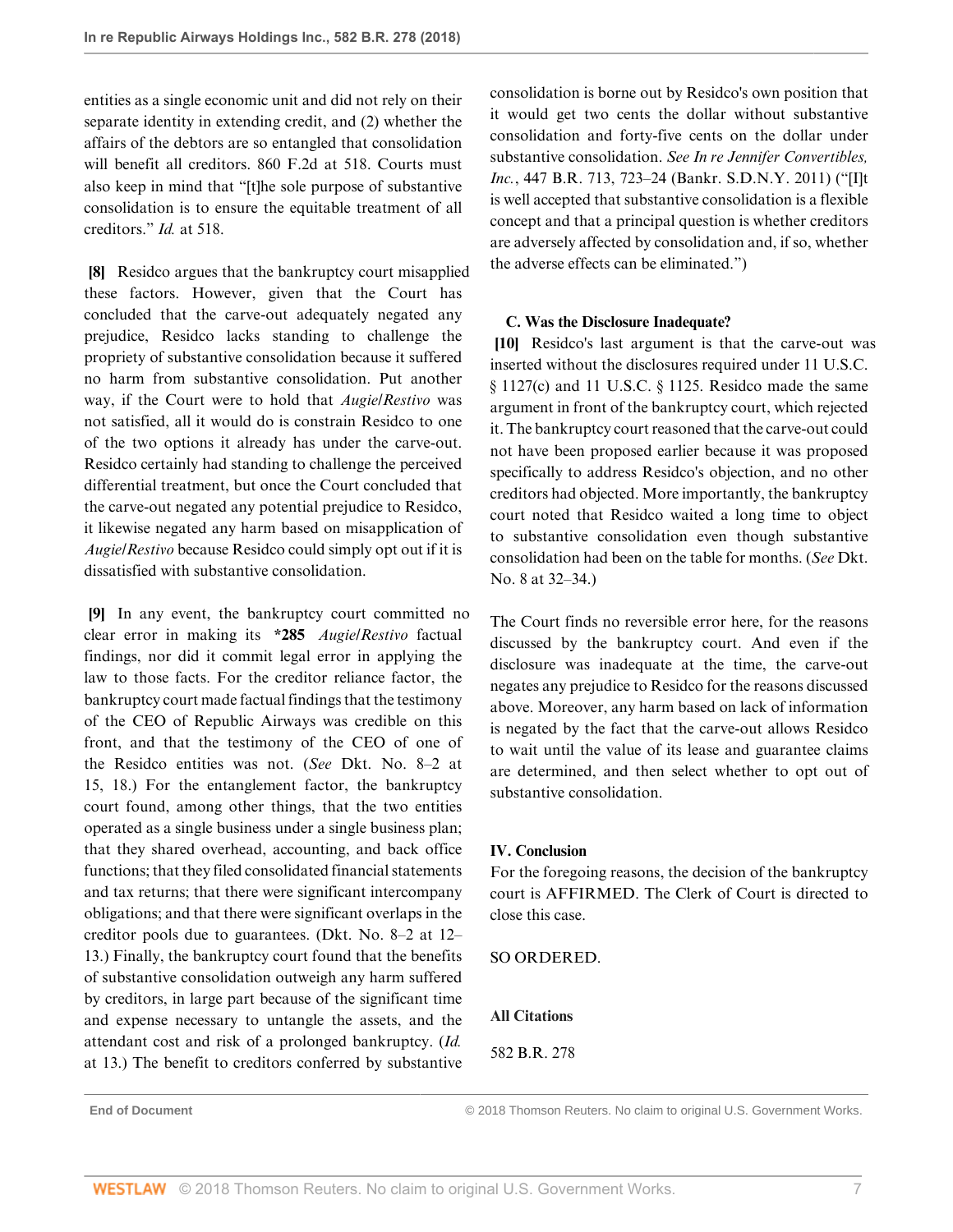entities as a single economic unit and did not rely on their separate identity in extending credit, and (2) whether the affairs of the debtors are so entangled that consolidation will benefit all creditors. 860 F.2d at 518. Courts must also keep in mind that "[t]he sole purpose of substantive consolidation is to ensure the equitable treatment of all creditors." *Id.* at 518.

**[8]** Residco argues that the bankruptcy court misapplied these factors. However, given that the Court has concluded that the carve-out adequately negated any prejudice, Residco lacks standing to challenge the propriety of substantive consolidation because it suffered no harm from substantive consolidation. Put another way, if the Court were to hold that *Augie/Restivo* was not satisfied, all it would do is constrain Residco to one of the two options it already has under the carve-out. Residco certainly had standing to challenge the perceived differential treatment, but once the Court concluded that the carve-out negated any potential prejudice to Residco, it likewise negated any harm based on misapplication of *Augie/Restivo* because Residco could simply opt out if it is dissatisfied with substantive consolidation.

**[9]** In any event, the bankruptcy court committed no clear error in making its **\*285** *Augie/Restivo* factual findings, nor did it commit legal error in applying the law to those facts. For the creditor reliance factor, the bankruptcy court made factual findings that the testimony of the CEO of Republic Airways was credible on this front, and that the testimony of the CEO of one of the Residco entities was not. (*See* Dkt. No. 8–2 at 15, 18.) For the entanglement factor, the bankruptcy court found, among other things, that the two entities operated as a single business under a single business plan; that they shared overhead, accounting, and back office functions; that they filed consolidated financial statements and tax returns; that there were significant intercompany obligations; and that there were significant overlaps in the creditor pools due to guarantees. (Dkt. No. 8–2 at 12–13.) Finally, the bankruptcy court found that the benefits of substantive consolidation outweigh any harm suffered by creditors, in large part because of the significant time and expense necessary to untangle the assets, and the attendant cost and risk of a prolonged bankruptcy. (*Id.* at 13.) The benefit to creditors conferred by substantive consolidation is borne out by Residco's own position that it would get two cents the dollar without substantive consolidation and forty-five cents on the dollar under substantive consolidation. *See In re Jennifer Convertibles, Inc.*, 447 B.R. 713, 723–24 (Bankr. S.D.N.Y. 2011) ("[I]t is well accepted that substantive consolidation is a flexible concept and that a principal question is whether creditors are adversely affected by consolidation and, if so, whether the adverse effects can be eliminated.")

### C. Was the Disclosure Inadequate?

**[10]** Residco's last argument is that the carve-out was inserted without the disclosures required under 11 U.S.C. § 1127(c) and 11 U.S.C. § 1125. Residco made the same argument in front of the bankruptcy court, which rejected it. The bankruptcy court reasoned that the carve-out could not have been proposed earlier because it was proposed specifically to address Residco's objection, and no other creditors had objected. More importantly, the bankruptcy court noted that Residco waited a long time to object to substantive consolidation even though substantive consolidation had been on the table for months. (*See* Dkt. No. 8 at 32–34.)

The Court finds no reversible error here, for the reasons discussed by the bankruptcy court. And even if the disclosure was inadequate at the time, the carve-out negates any prejudice to Residco for the reasons discussed above. Moreover, any harm based on lack of information is negated by the fact that the carve-out allows Residco to wait until the value of its lease and guarantee claims are determined, and then select whether to opt out of substantive consolidation.

## IV. Conclusion

For the foregoing reasons, the decision of the bankruptcy court is AFFIRMED. The Clerk of Court is directed to close this case.

SO ORDERED.

### All Citations

582 B.R. 278